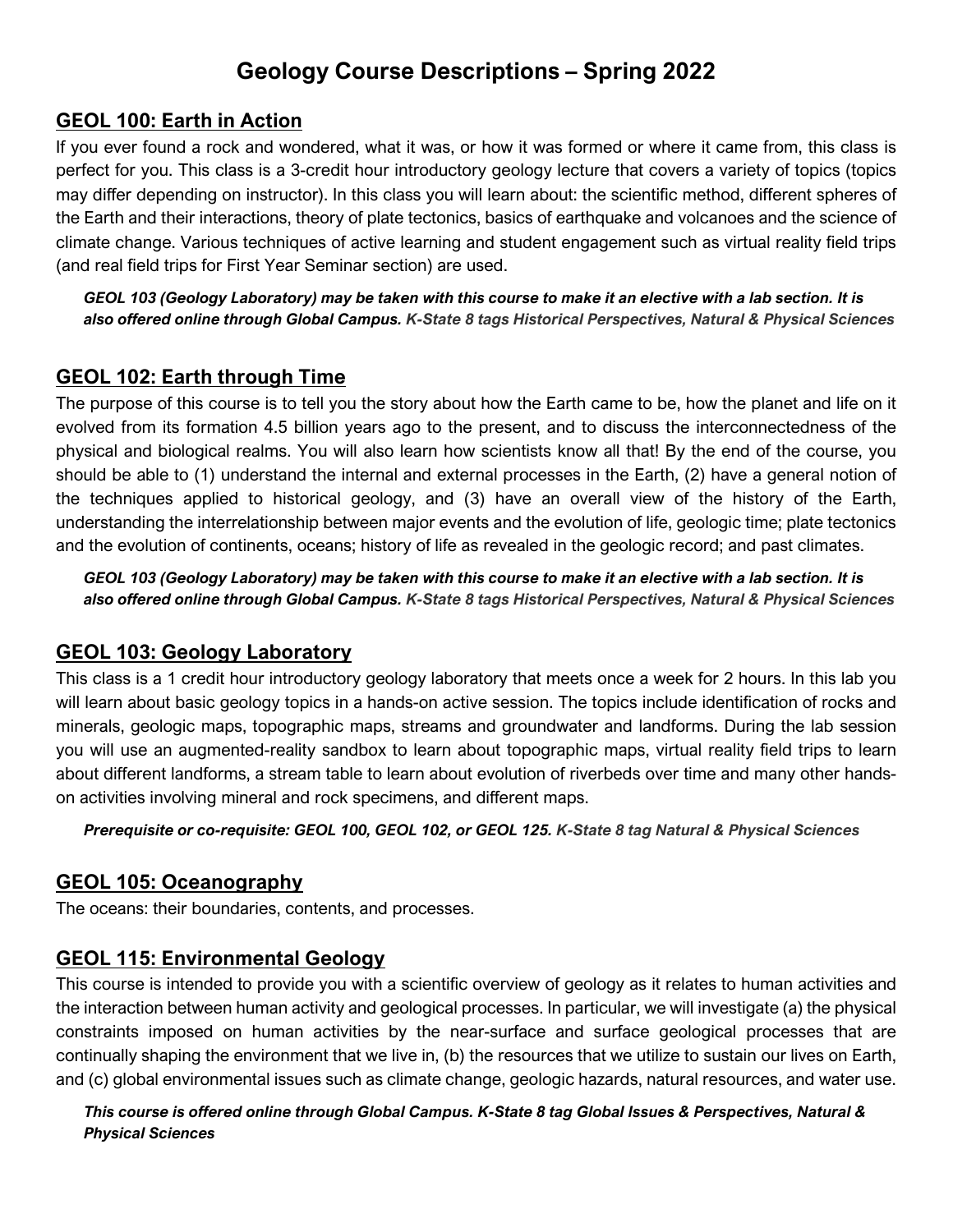# Geology Course Descriptions – Spring 2022

## GEOL 100: Earth in Action

If you ever found a rock and wondered, what it was, or how it was formed or where it came from, this class is perfect for you. This class is a 3-credit hour introductory geology lecture that covers a variety of topics (topics may differ depending on instructor). In this class you will learn about: the scientific method, different spheres of the Earth and their interactions, theory of plate tectonics, basics of earthquake and volcanoes and the science of climate change. Various techniques of active learning and student engagement such as virtual reality field trips (and real field trips for First Year Seminar section) are used.

***GEOL 103 (Geology Laboratory) may be taken with this course to make it an elective with a lab section. It is also offered online through Global Campus. K-State 8 tags Historical Perspectives, Natural & Physical Sciences***

## GEOL 102: Earth through Time

The purpose of this course is to tell you the story about how the Earth came to be, how the planet and life on it evolved from its formation 4.5 billion years ago to the present, and to discuss the interconnectedness of the physical and biological realms. You will also learn how scientists know all that! By the end of the course, you should be able to (1) understand the internal and external processes in the Earth, (2) have a general notion of the techniques applied to historical geology, and (3) have an overall view of the history of the Earth, understanding the interrelationship between major events and the evolution of life, geologic time; plate tectonics and the evolution of continents, oceans; history of life as revealed in the geologic record; and past climates.

***GEOL 103 (Geology Laboratory) may be taken with this course to make it an elective with a lab section. It is also offered online through Global Campus. K-State 8 tags Historical Perspectives, Natural & Physical Sciences***

## GEOL 103: Geology Laboratory

This class is a 1 credit hour introductory geology laboratory that meets once a week for 2 hours. In this lab you will learn about basic geology topics in a hands-on active session. The topics include identification of rocks and minerals, geologic maps, topographic maps, streams and groundwater and landforms. During the lab session you will use an augmented-reality sandbox to learn about topographic maps, virtual reality field trips to learn about different landforms, a stream table to learn about evolution of riverbeds over time and many other hands-on activities involving mineral and rock specimens, and different maps.

***Prerequisite or co-requisite: GEOL 100, GEOL 102, or GEOL 125. K-State 8 tag Natural & Physical Sciences***

## GEOL 105: Oceanography

The oceans: their boundaries, contents, and processes.

## GEOL 115: Environmental Geology

This course is intended to provide you with a scientific overview of geology as it relates to human activities and the interaction between human activity and geological processes. In particular, we will investigate (a) the physical constraints imposed on human activities by the near-surface and surface geological processes that are continually shaping the environment that we live in, (b) the resources that we utilize to sustain our lives on Earth, and (c) global environmental issues such as climate change, geologic hazards, natural resources, and water use.

***This course is offered online through Global Campus. K-State 8 tag Global Issues & Perspectives, Natural & Physical Sciences***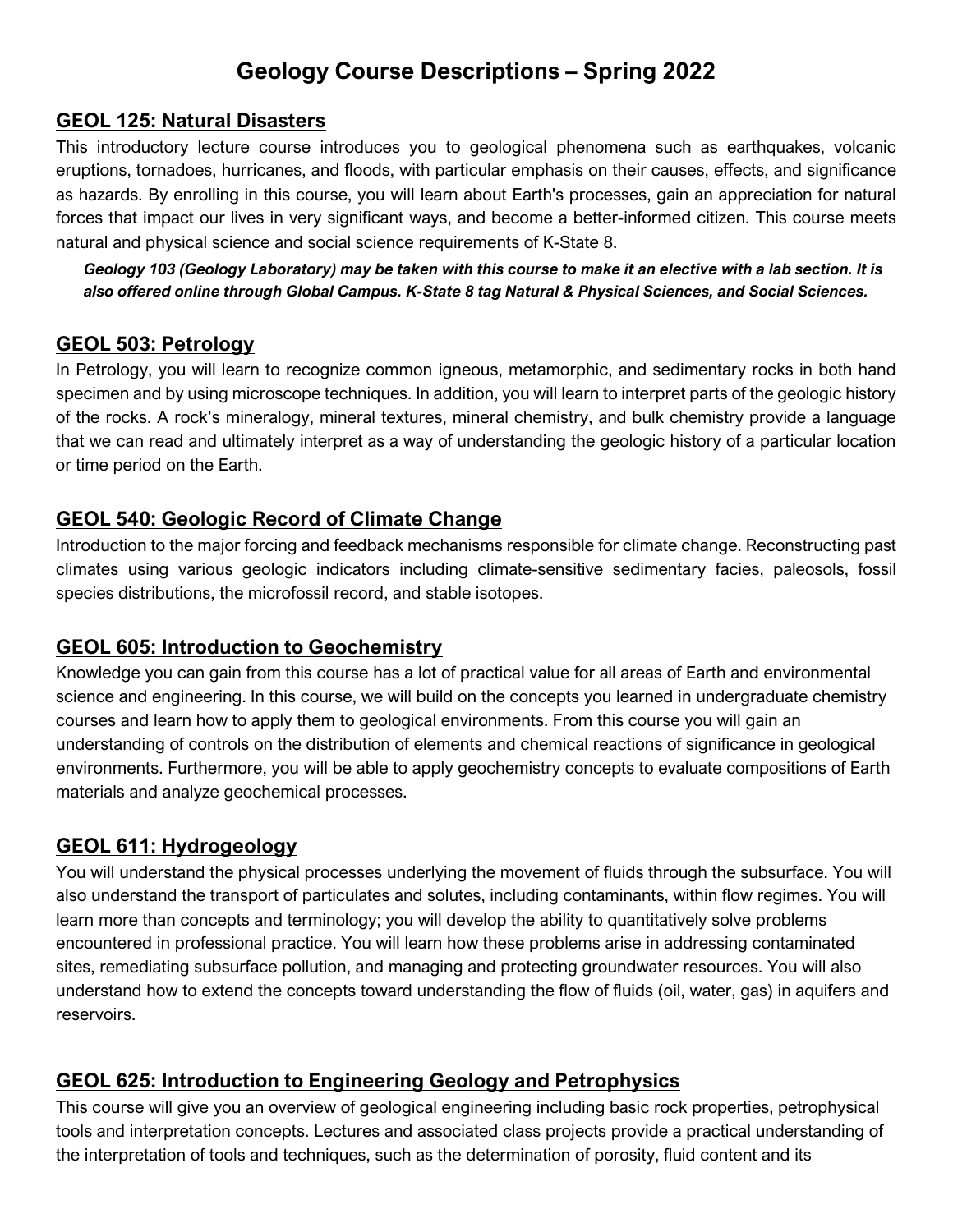# Geology Course Descriptions – Spring 2022

## GEOL 125: Natural Disasters

This introductory lecture course introduces you to geological phenomena such as earthquakes, volcanic eruptions, tornadoes, hurricanes, and floods, with particular emphasis on their causes, effects, and significance as hazards. By enrolling in this course, you will learn about Earth's processes, gain an appreciation for natural forces that impact our lives in very significant ways, and become a better-informed citizen. This course meets natural and physical science and social science requirements of K-State 8.

***Geology 103 (Geology Laboratory) may be taken with this course to make it an elective with a lab section. It is also offered online through Global Campus. K-State 8 tag Natural & Physical Sciences, and Social Sciences.***

## GEOL 503: Petrology

In Petrology, you will learn to recognize common igneous, metamorphic, and sedimentary rocks in both hand specimen and by using microscope techniques. In addition, you will learn to interpret parts of the geologic history of the rocks. A rock's mineralogy, mineral textures, mineral chemistry, and bulk chemistry provide a language that we can read and ultimately interpret as a way of understanding the geologic history of a particular location or time period on the Earth.

## GEOL 540: Geologic Record of Climate Change

Introduction to the major forcing and feedback mechanisms responsible for climate change. Reconstructing past climates using various geologic indicators including climate-sensitive sedimentary facies, paleosols, fossil species distributions, the microfossil record, and stable isotopes.

## GEOL 605: Introduction to Geochemistry

Knowledge you can gain from this course has a lot of practical value for all areas of Earth and environmental science and engineering. In this course, we will build on the concepts you learned in undergraduate chemistry courses and learn how to apply them to geological environments. From this course you will gain an understanding of controls on the distribution of elements and chemical reactions of significance in geological environments. Furthermore, you will be able to apply geochemistry concepts to evaluate compositions of Earth materials and analyze geochemical processes.

## GEOL 611: Hydrogeology

You will understand the physical processes underlying the movement of fluids through the subsurface. You will also understand the transport of particulates and solutes, including contaminants, within flow regimes. You will learn more than concepts and terminology; you will develop the ability to quantitatively solve problems encountered in professional practice. You will learn how these problems arise in addressing contaminated sites, remediating subsurface pollution, and managing and protecting groundwater resources. You will also understand how to extend the concepts toward understanding the flow of fluids (oil, water, gas) in aquifers and reservoirs.

## GEOL 625: Introduction to Engineering Geology and Petrophysics

This course will give you an overview of geological engineering including basic rock properties, petrophysical tools and interpretation concepts. Lectures and associated class projects provide a practical understanding of the interpretation of tools and techniques, such as the determination of porosity, fluid content and its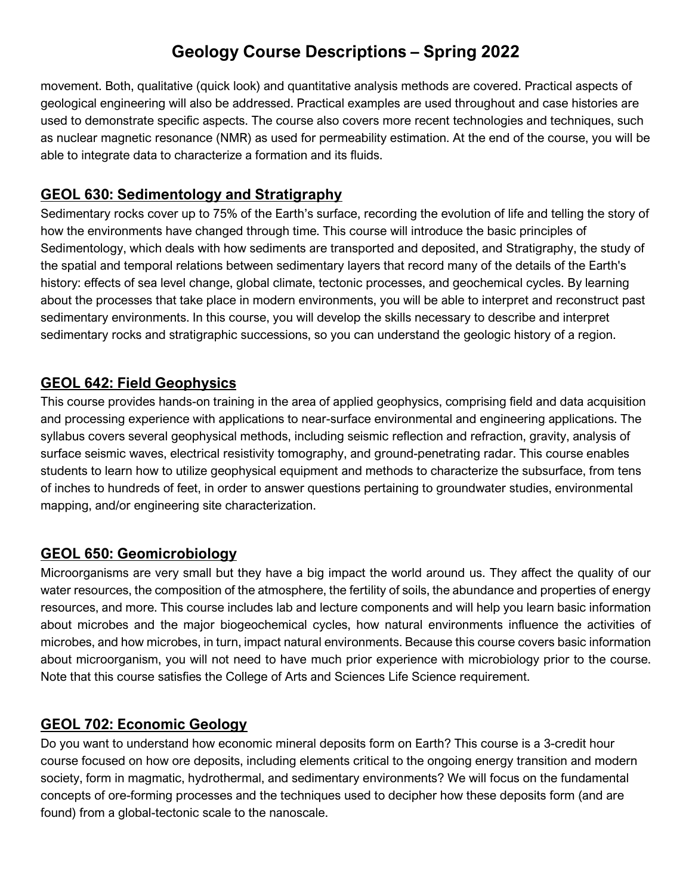movement. Both, qualitative (quick look) and quantitative analysis methods are covered. Practical aspects of geological engineering will also be addressed. Practical examples are used throughout and case histories are used to demonstrate specific aspects. The course also covers more recent technologies and techniques, such as nuclear magnetic resonance (NMR) as used for permeability estimation. At the end of the course, you will be able to integrate data to characterize a formation and its fluids.

## GEOL 630: Sedimentology and Stratigraphy

Sedimentary rocks cover up to 75% of the Earth's surface, recording the evolution of life and telling the story of how the environments have changed through time. This course will introduce the basic principles of Sedimentology, which deals with how sediments are transported and deposited, and Stratigraphy, the study of the spatial and temporal relations between sedimentary layers that record many of the details of the Earth's history: effects of sea level change, global climate, tectonic processes, and geochemical cycles. By learning about the processes that take place in modern environments, you will be able to interpret and reconstruct past sedimentary environments. In this course, you will develop the skills necessary to describe and interpret sedimentary rocks and stratigraphic successions, so you can understand the geologic history of a region.

## GEOL 642: Field Geophysics

This course provides hands-on training in the area of applied geophysics, comprising field and data acquisition and processing experience with applications to near-surface environmental and engineering applications. The syllabus covers several geophysical methods, including seismic reflection and refraction, gravity, analysis of surface seismic waves, electrical resistivity tomography, and ground-penetrating radar. This course enables students to learn how to utilize geophysical equipment and methods to characterize the subsurface, from tens of inches to hundreds of feet, in order to answer questions pertaining to groundwater studies, environmental mapping, and/or engineering site characterization.

## GEOL 650: Geomicrobiology

Microorganisms are very small but they have a big impact the world around us. They affect the quality of our water resources, the composition of the atmosphere, the fertility of soils, the abundance and properties of energy resources, and more. This course includes lab and lecture components and will help you learn basic information about microbes and the major biogeochemical cycles, how natural environments influence the activities of microbes, and how microbes, in turn, impact natural environments. Because this course covers basic information about microorganism, you will not need to have much prior experience with microbiology prior to the course. Note that this course satisfies the College of Arts and Sciences Life Science requirement.

## GEOL 702: Economic Geology

Do you want to understand how economic mineral deposits form on Earth? This course is a 3-credit hour course focused on how ore deposits, including elements critical to the ongoing energy transition and modern society, form in magmatic, hydrothermal, and sedimentary environments? We will focus on the fundamental concepts of ore-forming processes and the techniques used to decipher how these deposits form (and are found) from a global-tectonic scale to the nanoscale.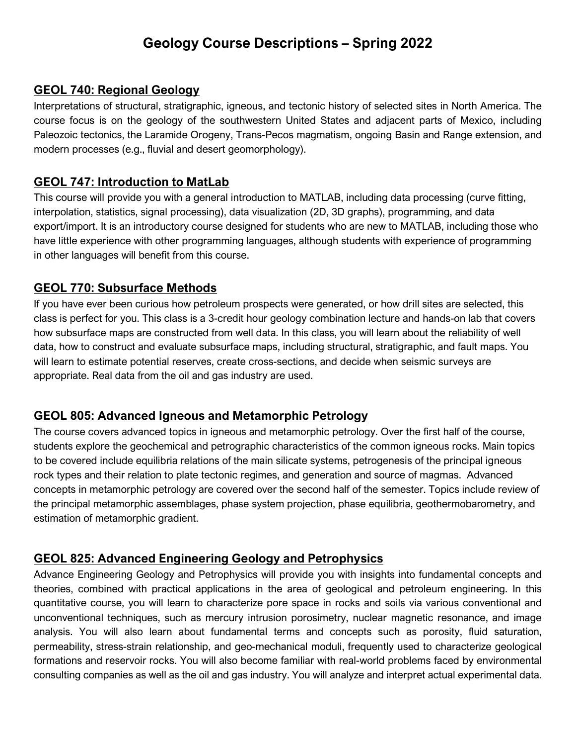# Geology Course Descriptions – Spring 2022

## GEOL 740: Regional Geology

Interpretations of structural, stratigraphic, igneous, and tectonic history of selected sites in North America. The course focus is on the geology of the southwestern United States and adjacent parts of Mexico, including Paleozoic tectonics, the Laramide Orogeny, Trans-Pecos magmatism, ongoing Basin and Range extension, and modern processes (e.g., fluvial and desert geomorphology).

## GEOL 747: Introduction to MatLab

This course will provide you with a general introduction to MATLAB, including data processing (curve fitting, interpolation, statistics, signal processing), data visualization (2D, 3D graphs), programming, and data export/import. It is an introductory course designed for students who are new to MATLAB, including those who have little experience with other programming languages, although students with experience of programming in other languages will benefit from this course.

## GEOL 770: Subsurface Methods

If you have ever been curious how petroleum prospects were generated, or how drill sites are selected, this class is perfect for you. This class is a 3-credit hour geology combination lecture and hands-on lab that covers how subsurface maps are constructed from well data. In this class, you will learn about the reliability of well data, how to construct and evaluate subsurface maps, including structural, stratigraphic, and fault maps. You will learn to estimate potential reserves, create cross-sections, and decide when seismic surveys are appropriate. Real data from the oil and gas industry are used.

## GEOL 805: Advanced Igneous and Metamorphic Petrology

The course covers advanced topics in igneous and metamorphic petrology. Over the first half of the course, students explore the geochemical and petrographic characteristics of the common igneous rocks. Main topics to be covered include equilibria relations of the main silicate systems, petrogenesis of the principal igneous rock types and their relation to plate tectonic regimes, and generation and source of magmas. Advanced concepts in metamorphic petrology are covered over the second half of the semester. Topics include review of the principal metamorphic assemblages, phase system projection, phase equilibria, geothermobarometry, and estimation of metamorphic gradient.

## GEOL 825: Advanced Engineering Geology and Petrophysics

Advance Engineering Geology and Petrophysics will provide you with insights into fundamental concepts and theories, combined with practical applications in the area of geological and petroleum engineering. In this quantitative course, you will learn to characterize pore space in rocks and soils via various conventional and unconventional techniques, such as mercury intrusion porosimetry, nuclear magnetic resonance, and image analysis. You will also learn about fundamental terms and concepts such as porosity, fluid saturation, permeability, stress-strain relationship, and geo-mechanical moduli, frequently used to characterize geological formations and reservoir rocks. You will also become familiar with real-world problems faced by environmental consulting companies as well as the oil and gas industry. You will analyze and interpret actual experimental data.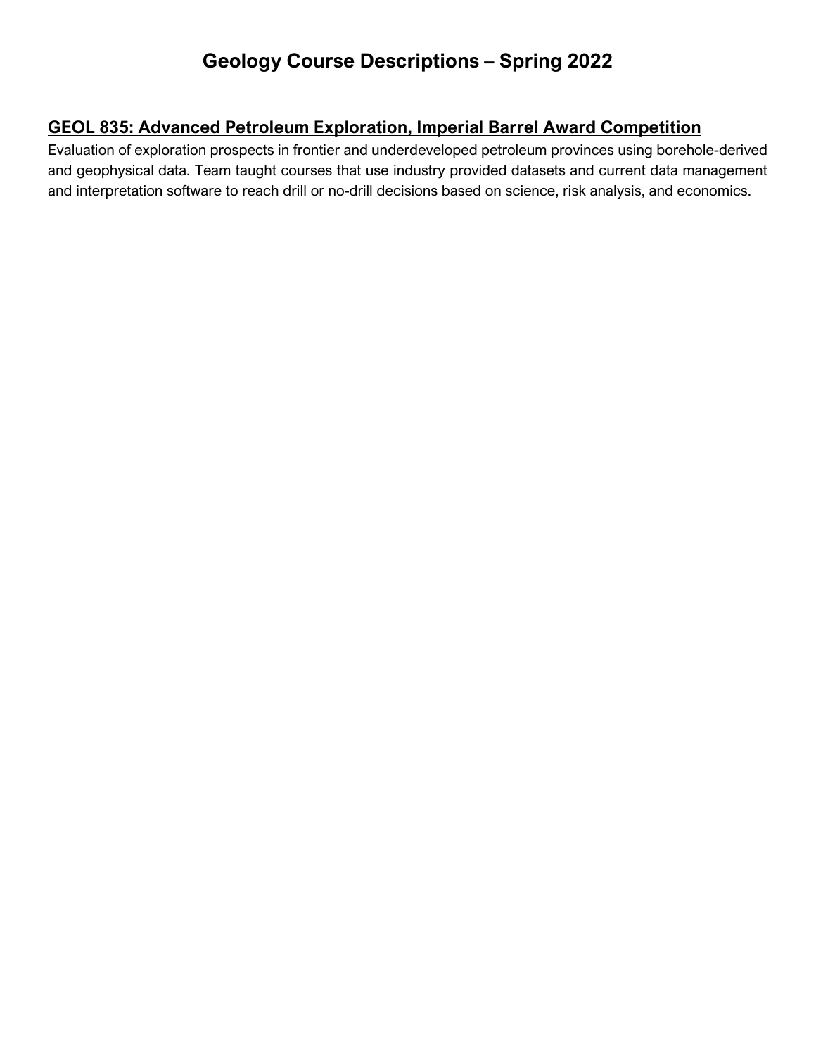# Geology Course Descriptions – Spring 2022

## GEOL 835: Advanced Petroleum Exploration, Imperial Barrel Award Competition

Evaluation of exploration prospects in frontier and underdeveloped petroleum provinces using borehole-derived and geophysical data. Team taught courses that use industry provided datasets and current data management and interpretation software to reach drill or no-drill decisions based on science, risk analysis, and economics.